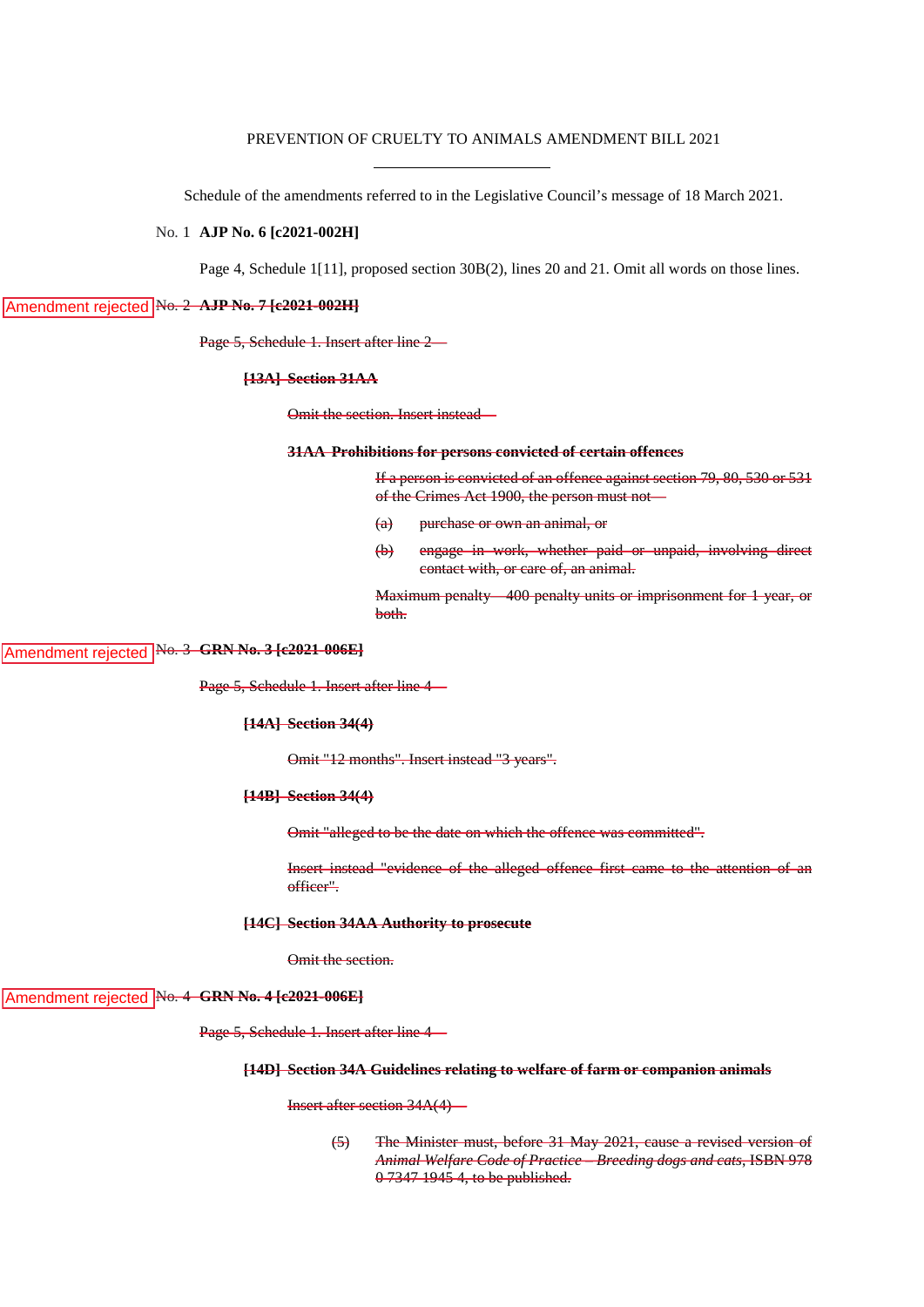PREVENTION OF CRUELTY TO ANIMALS AMENDMENT BILL 2021

---

Schedule of the amendments referred to in the Legislative Council's message of 18 March 2021.

No. 1 **AJP No. 6 [c2021-002H]**

Page 4, Schedule 1[11], proposed section 30B(2), lines 20 and 21. Omit all words on those lines.

Amendment rejected ~~No. 2 **AJP No. 7 [c2021-002H]**~~

~~Page 5, Schedule 1. Insert after line 2—~~

~~**[13A] Section 31AA**~~

~~Omit the section. Insert instead—~~

~~**31AA Prohibitions for persons convicted of certain offences**~~

~~If a person is convicted of an offence against section 79, 80, 530 or 531 of the Crimes Act 1900, the person must not—~~

~~(a) purchase or own an animal, or~~

~~(b) engage in work, whether paid or unpaid, involving direct contact with, or care of, an animal.~~

~~Maximum penalty—400 penalty units or imprisonment for 1 year, or both.~~

Amendment rejected ~~No. 3 **GRN No. 3 [c2021-006E]**~~

~~Page 5, Schedule 1. Insert after line 4—~~

~~**[14A] Section 34(4)**~~

~~Omit "12 months". Insert instead "3 years".~~

~~**[14B] Section 34(4)**~~

~~Omit "alleged to be the date on which the offence was committed".~~

~~Insert instead "evidence of the alleged offence first came to the attention of an officer".~~

~~**[14C] Section 34AA Authority to prosecute**~~

~~Omit the section.~~

Amendment rejected ~~No. 4 **GRN No. 4 [c2021-006E]**~~

~~Page 5, Schedule 1. Insert after line 4—~~

~~**[14D] Section 34A Guidelines relating to welfare of farm or companion animals**~~

~~Insert after section 34A(4)—~~

~~(5) The Minister must, before 31 May 2021, cause a revised version of *Animal Welfare Code of Practice—Breeding dogs and cats*, ISBN 978 0 7347 1945 4, to be published.~~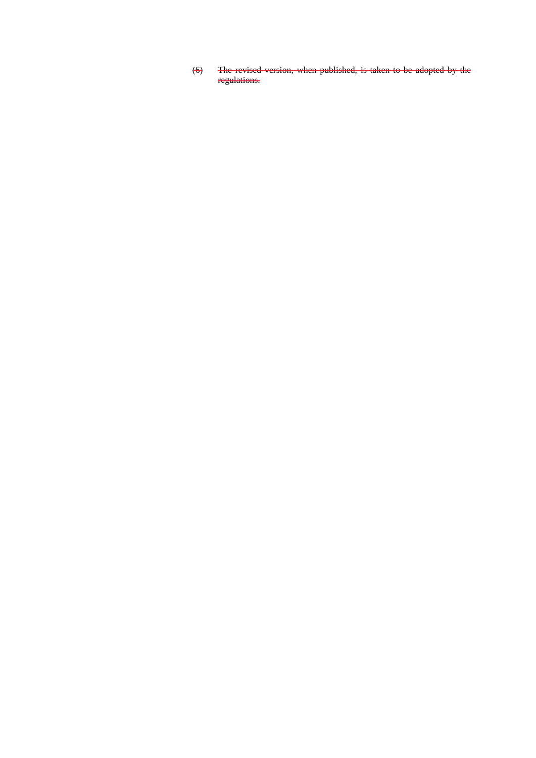~~(6) The revised version, when published, is taken to be adopted by the regulations.~~